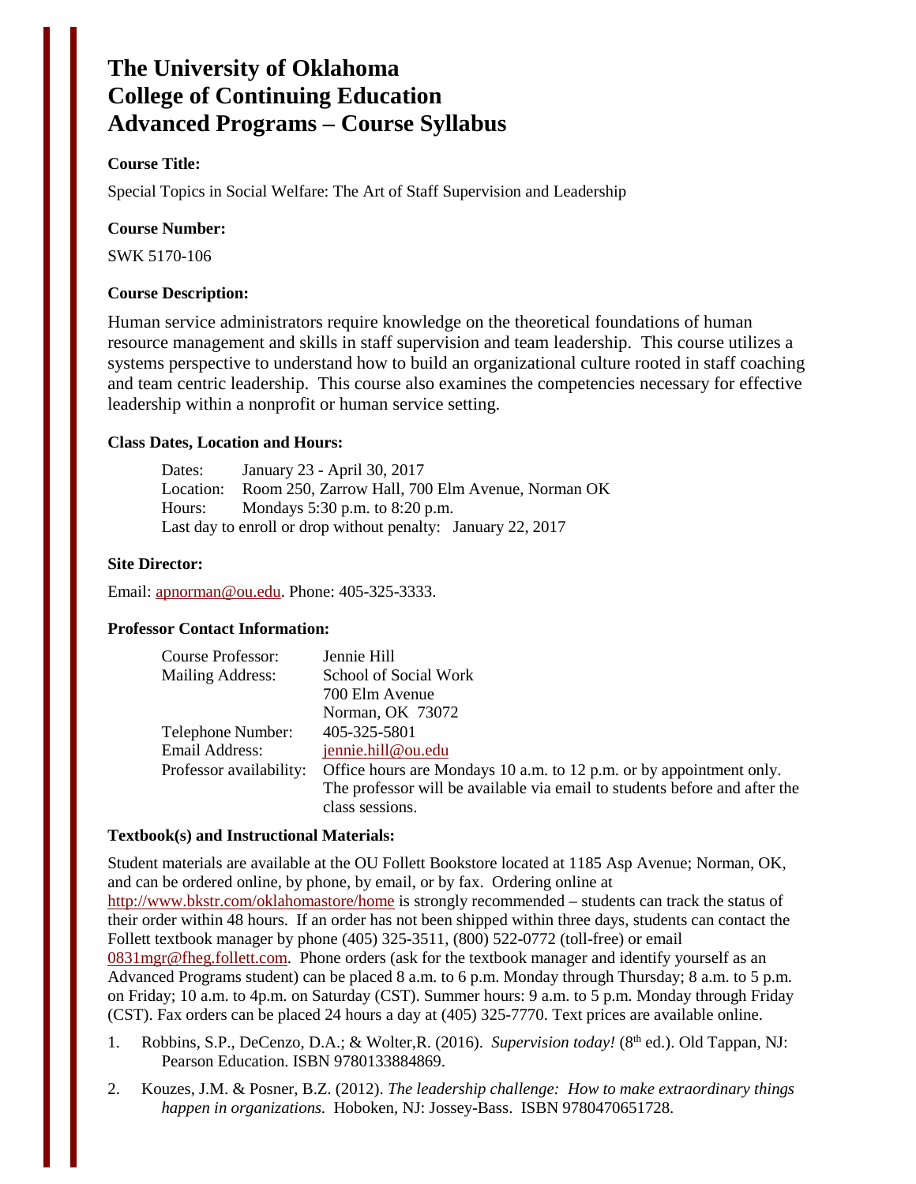# The University of Oklahoma
# College of Continuing Education
# Advanced Programs – Course Syllabus

**Course Title:**

Special Topics in Social Welfare: The Art of Staff Supervision and Leadership

**Course Number:**

SWK 5170-106

**Course Description:**

Human service administrators require knowledge on the theoretical foundations of human resource management and skills in staff supervision and team leadership. This course utilizes a systems perspective to understand how to build an organizational culture rooted in staff coaching and team centric leadership. This course also examines the competencies necessary for effective leadership within a nonprofit or human service setting.

**Class Dates, Location and Hours:**

Dates: January 23 - April 30, 2017
Location: Room 250, Zarrow Hall, 700 Elm Avenue, Norman OK
Hours: Mondays 5:30 p.m. to 8:20 p.m.
Last day to enroll or drop without penalty: January 22, 2017

**Site Director:**

Email: apnorman@ou.edu. Phone: 405-325-3333.

**Professor Contact Information:**

| | |
|---|---|
| Course Professor: | Jennie Hill |
| Mailing Address: | School of Social Work<br>700 Elm Avenue<br>Norman, OK 73072 |
| Telephone Number: | 405-325-5801 |
| Email Address: | jennie.hill@ou.edu |
| Professor availability: | Office hours are Mondays 10 a.m. to 12 p.m. or by appointment only. The professor will be available via email to students before and after the class sessions. |

**Textbook(s) and Instructional Materials:**

Student materials are available at the OU Follett Bookstore located at 1185 Asp Avenue; Norman, OK, and can be ordered online, by phone, by email, or by fax. Ordering online at http://www.bkstr.com/oklahomastore/home is strongly recommended – students can track the status of their order within 48 hours. If an order has not been shipped within three days, students can contact the Follett textbook manager by phone (405) 325-3511, (800) 522-0772 (toll-free) or email 0831mgr@fheg.follett.com. Phone orders (ask for the textbook manager and identify yourself as an Advanced Programs student) can be placed 8 a.m. to 6 p.m. Monday through Thursday; 8 a.m. to 5 p.m. on Friday; 10 a.m. to 4p.m. on Saturday (CST). Summer hours: 9 a.m. to 5 p.m. Monday through Friday (CST). Fax orders can be placed 24 hours a day at (405) 325-7770. Text prices are available online.

1. Robbins, S.P., DeCenzo, D.A.; & Wolter,R. (2016). *Supervision today!* (8th ed.). Old Tappan, NJ: Pearson Education. ISBN 9780133884869.
2. Kouzes, J.M. & Posner, B.Z. (2012). *The leadership challenge: How to make extraordinary things happen in organizations.* Hoboken, NJ: Jossey-Bass. ISBN 9780470651728.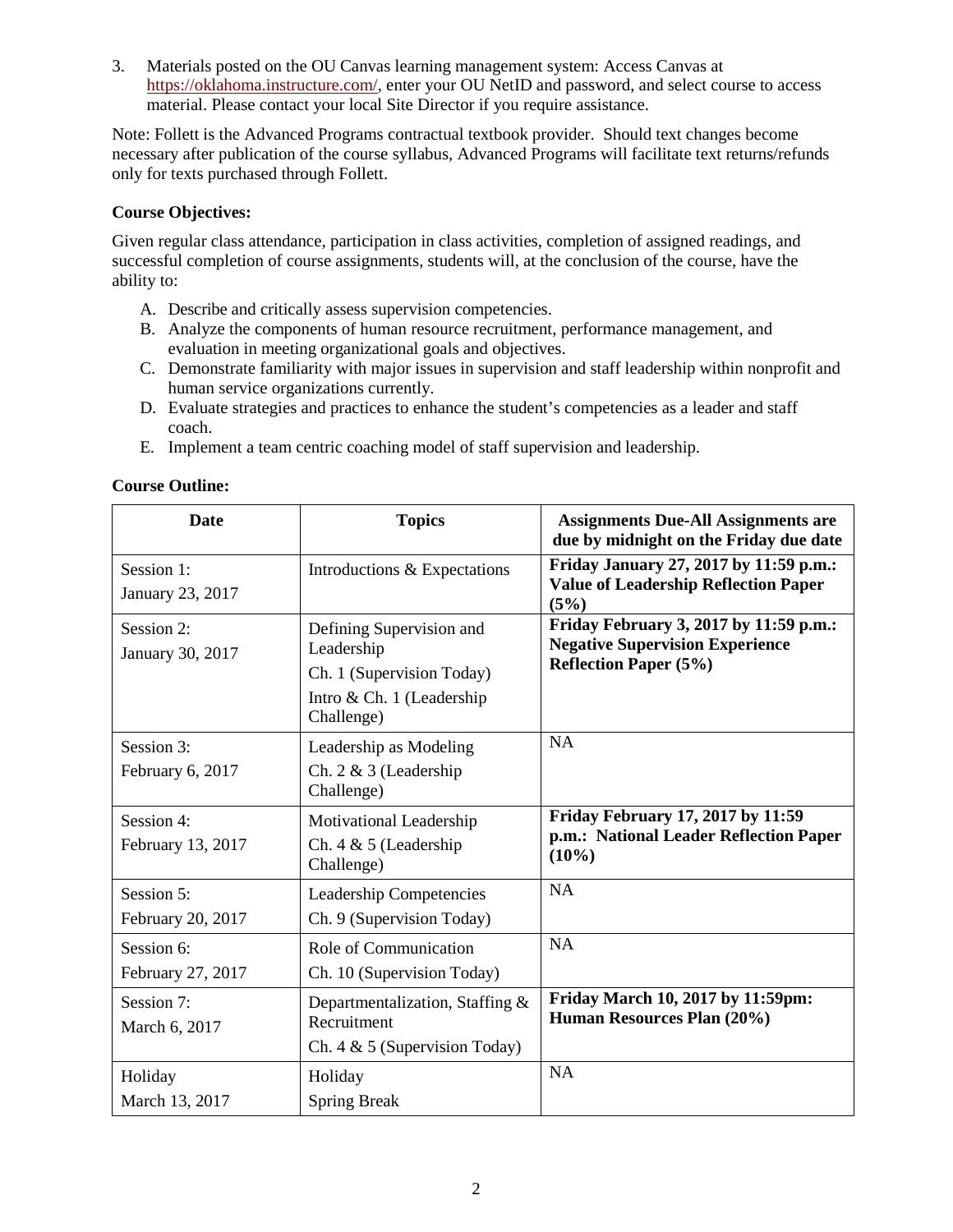3. Materials posted on the OU Canvas learning management system: Access Canvas at https://oklahoma.instructure.com/, enter your OU NetID and password, and select course to access material. Please contact your local Site Director if you require assistance.

Note: Follett is the Advanced Programs contractual textbook provider. Should text changes become necessary after publication of the course syllabus, Advanced Programs will facilitate text returns/refunds only for texts purchased through Follett.

**Course Objectives:**

Given regular class attendance, participation in class activities, completion of assigned readings, and successful completion of course assignments, students will, at the conclusion of the course, have the ability to:

A. Describe and critically assess supervision competencies.
B. Analyze the components of human resource recruitment, performance management, and evaluation in meeting organizational goals and objectives.
C. Demonstrate familiarity with major issues in supervision and staff leadership within nonprofit and human service organizations currently.
D. Evaluate strategies and practices to enhance the student's competencies as a leader and staff coach.
E. Implement a team centric coaching model of staff supervision and leadership.

**Course Outline:**

| Date | Topics | Assignments Due-All Assignments are due by midnight on the Friday due date |
|---|---|---|
| Session 1: January 23, 2017 | Introductions & Expectations | **Friday January 27, 2017 by 11:59 p.m.: Value of Leadership Reflection Paper (5%)** |
| Session 2: January 30, 2017 | Defining Supervision and Leadership<br>Ch. 1 (Supervision Today)<br>Intro & Ch. 1 (Leadership Challenge) | **Friday February 3, 2017 by 11:59 p.m.: Negative Supervision Experience Reflection Paper (5%)** |
| Session 3: February 6, 2017 | Leadership as Modeling<br>Ch. 2 & 3 (Leadership Challenge) | NA |
| Session 4: February 13, 2017 | Motivational Leadership<br>Ch. 4 & 5 (Leadership Challenge) | **Friday February 17, 2017 by 11:59 p.m.: National Leader Reflection Paper (10%)** |
| Session 5: February 20, 2017 | Leadership Competencies<br>Ch. 9 (Supervision Today) | NA |
| Session 6: February 27, 2017 | Role of Communication<br>Ch. 10 (Supervision Today) | NA |
| Session 7: March 6, 2017 | Departmentalization, Staffing & Recruitment<br>Ch. 4 & 5 (Supervision Today) | **Friday March 10, 2017 by 11:59pm: Human Resources Plan (20%)** |
| Holiday<br>March 13, 2017 | Holiday<br>Spring Break | NA |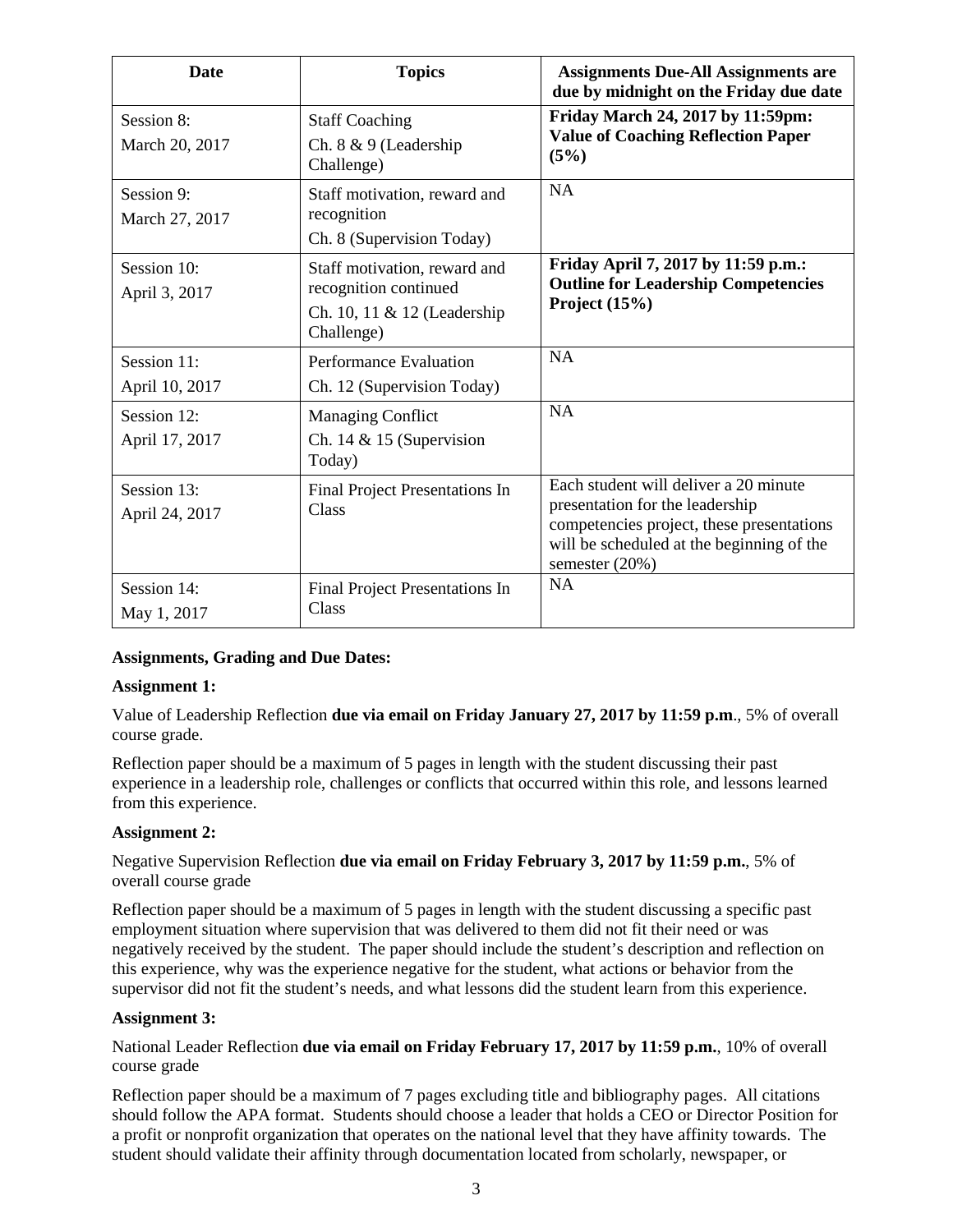| Date | Topics | Assignments Due-All Assignments are due by midnight on the Friday due date |
| --- | --- | --- |
| Session 8: March 20, 2017 | Staff Coaching Ch. 8 & 9 (Leadership Challenge) | **Friday March 24, 2017 by 11:59pm: Value of Coaching Reflection Paper (5%)** |
| Session 9: March 27, 2017 | Staff motivation, reward and recognition Ch. 8 (Supervision Today) | NA |
| Session 10: April 3, 2017 | Staff motivation, reward and recognition continued Ch. 10, 11 & 12 (Leadership Challenge) | **Friday April 7, 2017 by 11:59 p.m.: Outline for Leadership Competencies Project (15%)** |
| Session 11: April 10, 2017 | Performance Evaluation Ch. 12 (Supervision Today) | NA |
| Session 12: April 17, 2017 | Managing Conflict Ch. 14 & 15 (Supervision Today) | NA |
| Session 13: April 24, 2017 | Final Project Presentations In Class | Each student will deliver a 20 minute presentation for the leadership competencies project, these presentations will be scheduled at the beginning of the semester (20%) |
| Session 14: May 1, 2017 | Final Project Presentations In Class | NA |

**Assignments, Grading and Due Dates:**

**Assignment 1:**

Value of Leadership Reflection **due via email on Friday January 27, 2017 by 11:59 p.m**., 5% of overall course grade.

Reflection paper should be a maximum of 5 pages in length with the student discussing their past experience in a leadership role, challenges or conflicts that occurred within this role, and lessons learned from this experience.

**Assignment 2:**

Negative Supervision Reflection **due via email on Friday February 3, 2017 by 11:59 p.m.**, 5% of overall course grade

Reflection paper should be a maximum of 5 pages in length with the student discussing a specific past employment situation where supervision that was delivered to them did not fit their need or was negatively received by the student. The paper should include the student's description and reflection on this experience, why was the experience negative for the student, what actions or behavior from the supervisor did not fit the student's needs, and what lessons did the student learn from this experience.

**Assignment 3:**

National Leader Reflection **due via email on Friday February 17, 2017 by 11:59 p.m.**, 10% of overall course grade

Reflection paper should be a maximum of 7 pages excluding title and bibliography pages. All citations should follow the APA format. Students should choose a leader that holds a CEO or Director Position for a profit or nonprofit organization that operates on the national level that they have affinity towards. The student should validate their affinity through documentation located from scholarly, newspaper, or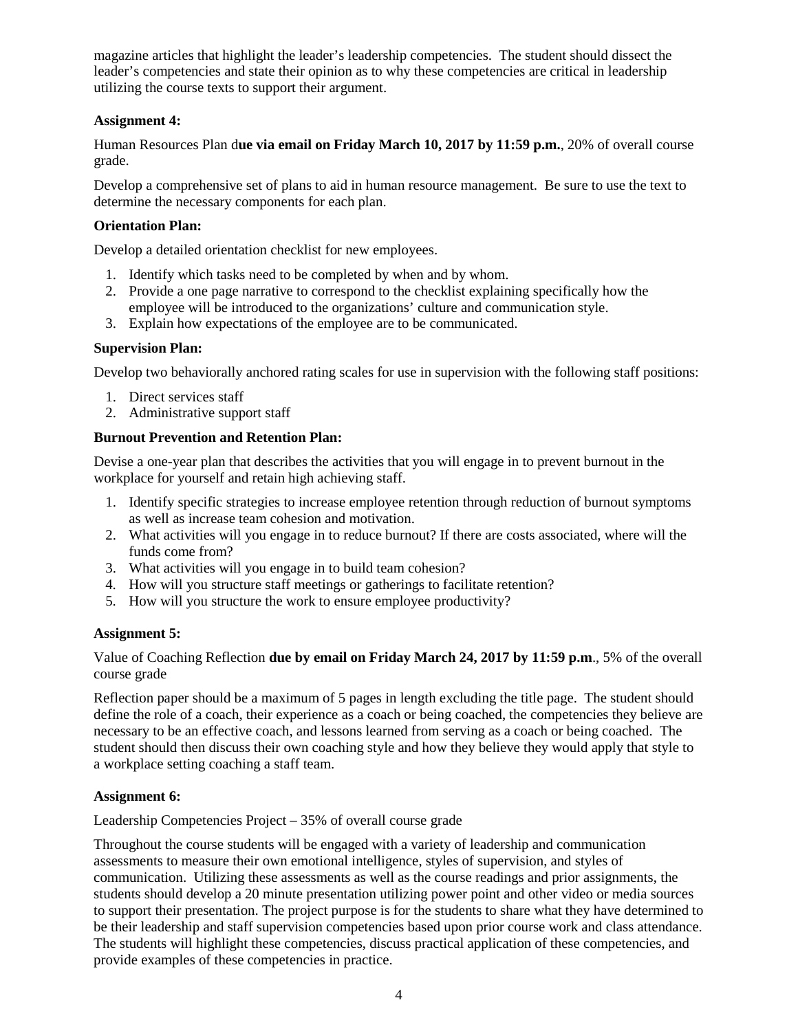magazine articles that highlight the leader's leadership competencies. The student should dissect the leader's competencies and state their opinion as to why these competencies are critical in leadership utilizing the course texts to support their argument.

**Assignment 4:**

Human Resources Plan d**ue via email on Friday March 10, 2017 by 11:59 p.m.**, 20% of overall course grade.

Develop a comprehensive set of plans to aid in human resource management. Be sure to use the text to determine the necessary components for each plan.

**Orientation Plan:**

Develop a detailed orientation checklist for new employees.

1. Identify which tasks need to be completed by when and by whom.
2. Provide a one page narrative to correspond to the checklist explaining specifically how the employee will be introduced to the organizations' culture and communication style.
3. Explain how expectations of the employee are to be communicated.

**Supervision Plan:**

Develop two behaviorally anchored rating scales for use in supervision with the following staff positions:

1. Direct services staff
2. Administrative support staff

**Burnout Prevention and Retention Plan:**

Devise a one-year plan that describes the activities that you will engage in to prevent burnout in the workplace for yourself and retain high achieving staff.

1. Identify specific strategies to increase employee retention through reduction of burnout symptoms as well as increase team cohesion and motivation.
2. What activities will you engage in to reduce burnout? If there are costs associated, where will the funds come from?
3. What activities will you engage in to build team cohesion?
4. How will you structure staff meetings or gatherings to facilitate retention?
5. How will you structure the work to ensure employee productivity?

**Assignment 5:**

Value of Coaching Reflection **due by email on Friday March 24, 2017 by 11:59 p.m**., 5% of the overall course grade

Reflection paper should be a maximum of 5 pages in length excluding the title page. The student should define the role of a coach, their experience as a coach or being coached, the competencies they believe are necessary to be an effective coach, and lessons learned from serving as a coach or being coached. The student should then discuss their own coaching style and how they believe they would apply that style to a workplace setting coaching a staff team.

**Assignment 6:**

Leadership Competencies Project – 35% of overall course grade

Throughout the course students will be engaged with a variety of leadership and communication assessments to measure their own emotional intelligence, styles of supervision, and styles of communication. Utilizing these assessments as well as the course readings and prior assignments, the students should develop a 20 minute presentation utilizing power point and other video or media sources to support their presentation. The project purpose is for the students to share what they have determined to be their leadership and staff supervision competencies based upon prior course work and class attendance. The students will highlight these competencies, discuss practical application of these competencies, and provide examples of these competencies in practice.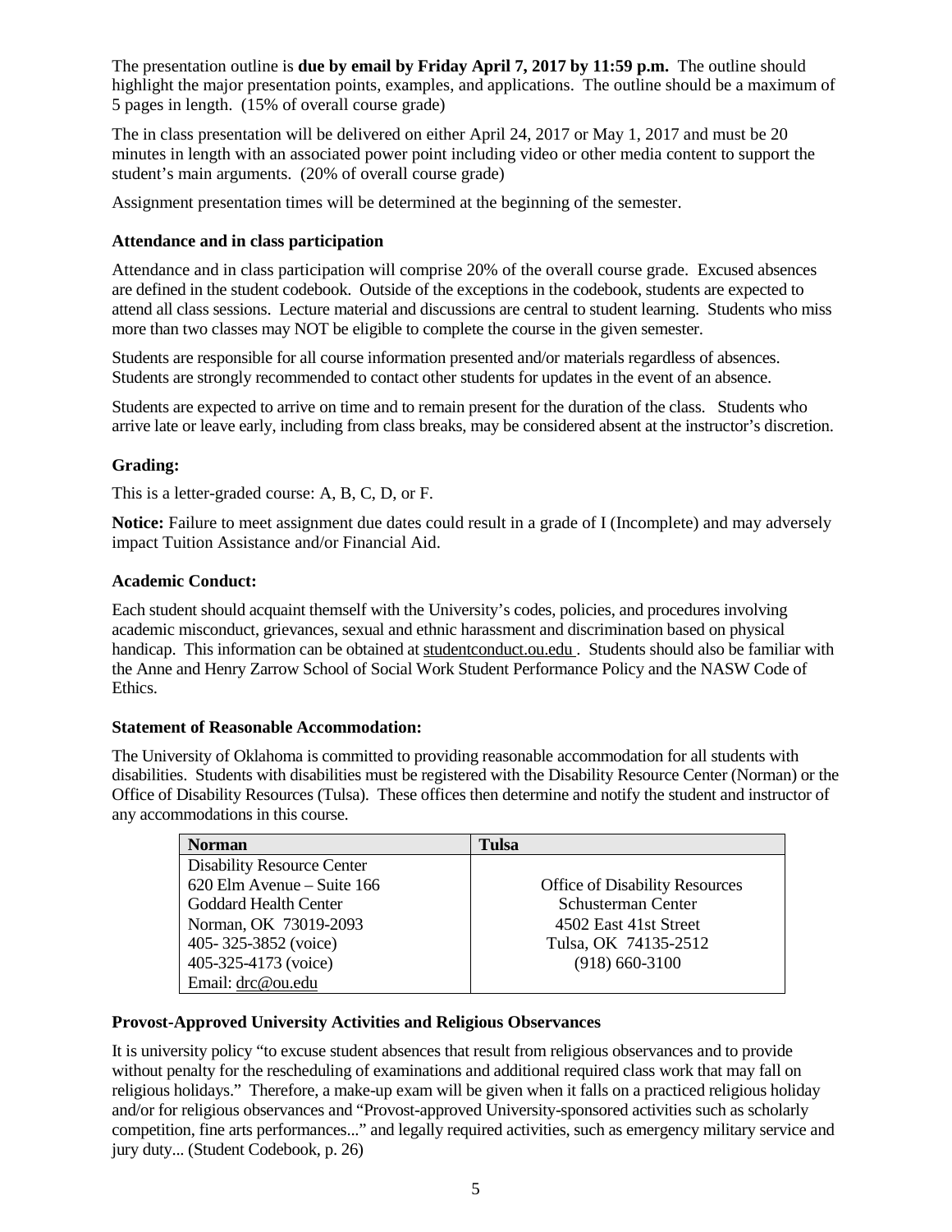The presentation outline is **due by email by Friday April 7, 2017 by 11:59 p.m.** The outline should highlight the major presentation points, examples, and applications. The outline should be a maximum of 5 pages in length. (15% of overall course grade)

The in class presentation will be delivered on either April 24, 2017 or May 1, 2017 and must be 20 minutes in length with an associated power point including video or other media content to support the student's main arguments. (20% of overall course grade)

Assignment presentation times will be determined at the beginning of the semester.

### Attendance and in class participation

Attendance and in class participation will comprise 20% of the overall course grade. Excused absences are defined in the student codebook. Outside of the exceptions in the codebook, students are expected to attend all class sessions. Lecture material and discussions are central to student learning. Students who miss more than two classes may NOT be eligible to complete the course in the given semester.

Students are responsible for all course information presented and/or materials regardless of absences. Students are strongly recommended to contact other students for updates in the event of an absence.

Students are expected to arrive on time and to remain present for the duration of the class. Students who arrive late or leave early, including from class breaks, may be considered absent at the instructor's discretion.

### Grading:

This is a letter-graded course: A, B, C, D, or F.

**Notice:** Failure to meet assignment due dates could result in a grade of I (Incomplete) and may adversely impact Tuition Assistance and/or Financial Aid.

### Academic Conduct:

Each student should acquaint themself with the University's codes, policies, and procedures involving academic misconduct, grievances, sexual and ethnic harassment and discrimination based on physical handicap. This information can be obtained at studentconduct.ou.edu . Students should also be familiar with the Anne and Henry Zarrow School of Social Work Student Performance Policy and the NASW Code of Ethics.

### Statement of Reasonable Accommodation:

The University of Oklahoma is committed to providing reasonable accommodation for all students with disabilities. Students with disabilities must be registered with the Disability Resource Center (Norman) or the Office of Disability Resources (Tulsa). These offices then determine and notify the student and instructor of any accommodations in this course.

| Norman | Tulsa |
|---|---|
| Disability Resource Center<br>620 Elm Avenue – Suite 166<br>Goddard Health Center<br>Norman, OK 73019-2093<br>405- 325-3852 (voice)<br>405-325-4173 (voice)<br>Email: drc@ou.edu | Office of Disability Resources<br>Schusterman Center<br>4502 East 41st Street<br>Tulsa, OK 74135-2512<br>(918) 660-3100 |

### Provost-Approved University Activities and Religious Observances

It is university policy "to excuse student absences that result from religious observances and to provide without penalty for the rescheduling of examinations and additional required class work that may fall on religious holidays." Therefore, a make-up exam will be given when it falls on a practiced religious holiday and/or for religious observances and "Provost-approved University-sponsored activities such as scholarly competition, fine arts performances..." and legally required activities, such as emergency military service and jury duty... (Student Codebook, p. 26)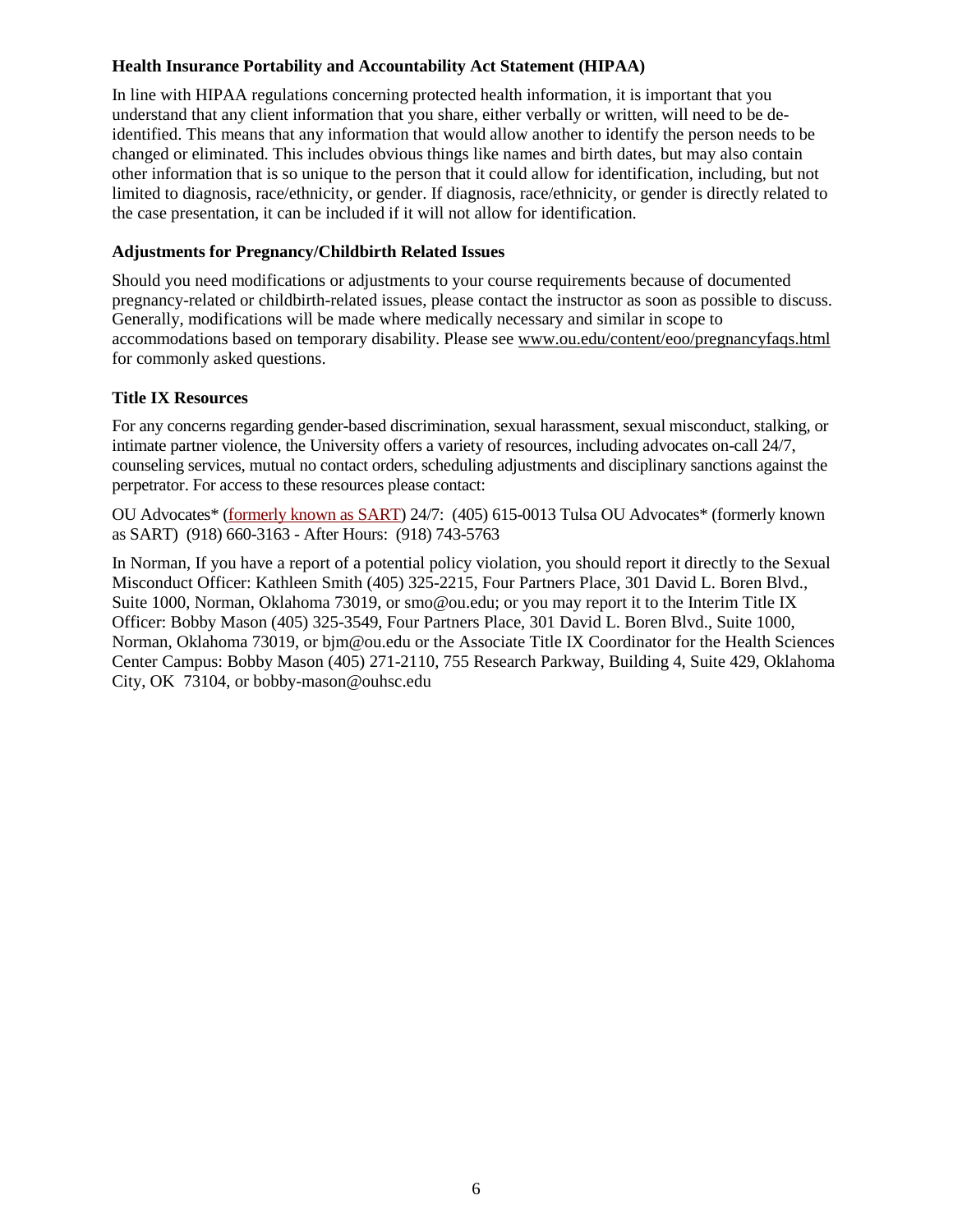### Health Insurance Portability and Accountability Act Statement (HIPAA)

In line with HIPAA regulations concerning protected health information, it is important that you understand that any client information that you share, either verbally or written, will need to be de-identified. This means that any information that would allow another to identify the person needs to be changed or eliminated. This includes obvious things like names and birth dates, but may also contain other information that is so unique to the person that it could allow for identification, including, but not limited to diagnosis, race/ethnicity, or gender. If diagnosis, race/ethnicity, or gender is directly related to the case presentation, it can be included if it will not allow for identification.

### Adjustments for Pregnancy/Childbirth Related Issues

Should you need modifications or adjustments to your course requirements because of documented pregnancy-related or childbirth-related issues, please contact the instructor as soon as possible to discuss. Generally, modifications will be made where medically necessary and similar in scope to accommodations based on temporary disability. Please see www.ou.edu/content/eoo/pregnancyfaqs.html for commonly asked questions.

### Title IX Resources

For any concerns regarding gender-based discrimination, sexual harassment, sexual misconduct, stalking, or intimate partner violence, the University offers a variety of resources, including advocates on-call 24/7, counseling services, mutual no contact orders, scheduling adjustments and disciplinary sanctions against the perpetrator. For access to these resources please contact:

OU Advocates* (formerly known as SART) 24/7: (405) 615-0013 Tulsa OU Advocates* (formerly known as SART) (918) 660-3163 - After Hours: (918) 743-5763

In Norman, If you have a report of a potential policy violation, you should report it directly to the Sexual Misconduct Officer: Kathleen Smith (405) 325-2215, Four Partners Place, 301 David L. Boren Blvd., Suite 1000, Norman, Oklahoma 73019, or smo@ou.edu; or you may report it to the Interim Title IX Officer: Bobby Mason (405) 325-3549, Four Partners Place, 301 David L. Boren Blvd., Suite 1000, Norman, Oklahoma 73019, or bjm@ou.edu or the Associate Title IX Coordinator for the Health Sciences Center Campus: Bobby Mason (405) 271-2110, 755 Research Parkway, Building 4, Suite 429, Oklahoma City, OK 73104, or bobby-mason@ouhsc.edu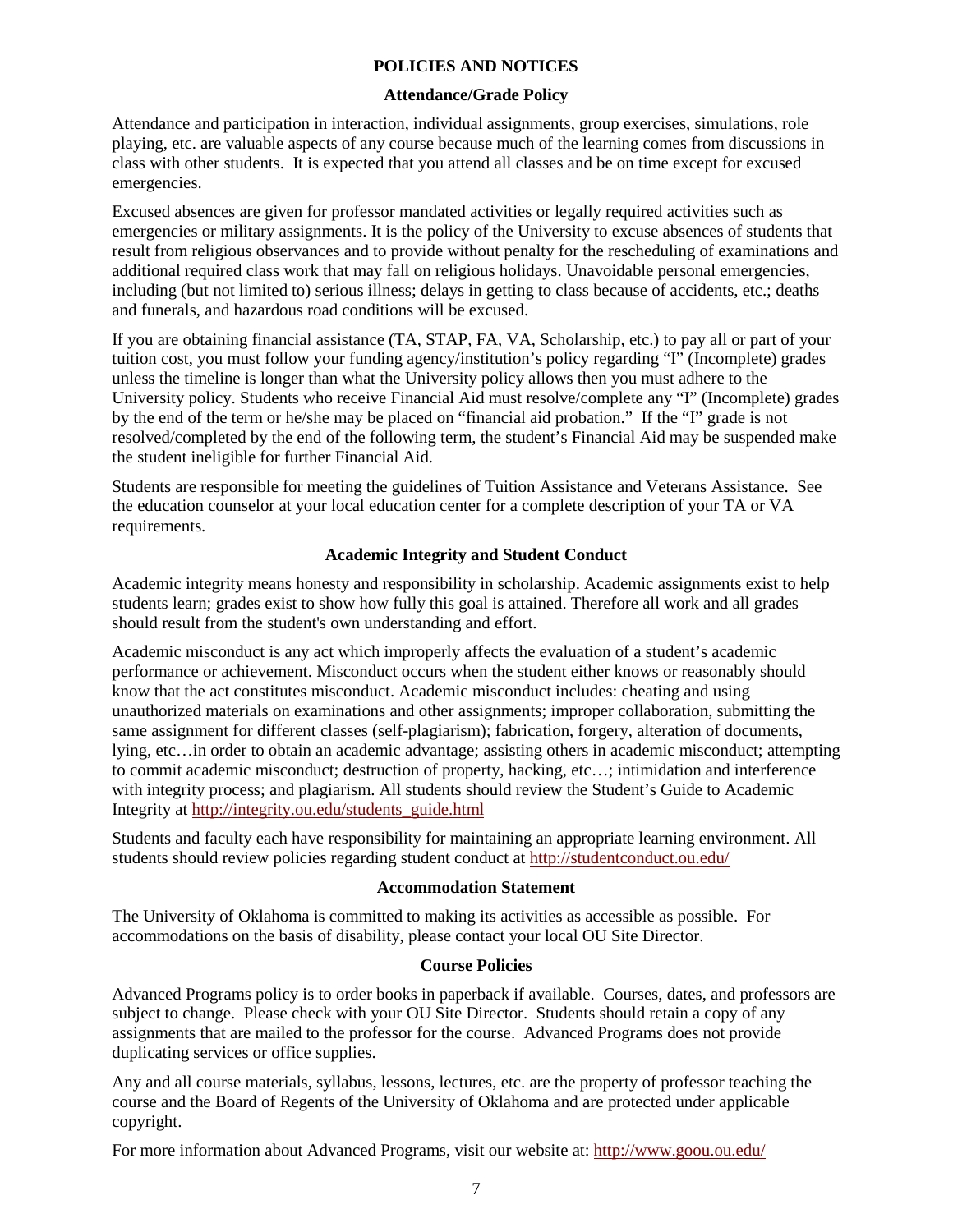# POLICIES AND NOTICES

## Attendance/Grade Policy

Attendance and participation in interaction, individual assignments, group exercises, simulations, role playing, etc. are valuable aspects of any course because much of the learning comes from discussions in class with other students. It is expected that you attend all classes and be on time except for excused emergencies.

Excused absences are given for professor mandated activities or legally required activities such as emergencies or military assignments. It is the policy of the University to excuse absences of students that result from religious observances and to provide without penalty for the rescheduling of examinations and additional required class work that may fall on religious holidays. Unavoidable personal emergencies, including (but not limited to) serious illness; delays in getting to class because of accidents, etc.; deaths and funerals, and hazardous road conditions will be excused.

If you are obtaining financial assistance (TA, STAP, FA, VA, Scholarship, etc.) to pay all or part of your tuition cost, you must follow your funding agency/institution's policy regarding "I" (Incomplete) grades unless the timeline is longer than what the University policy allows then you must adhere to the University policy. Students who receive Financial Aid must resolve/complete any "I" (Incomplete) grades by the end of the term or he/she may be placed on "financial aid probation." If the "I" grade is not resolved/completed by the end of the following term, the student's Financial Aid may be suspended make the student ineligible for further Financial Aid.

Students are responsible for meeting the guidelines of Tuition Assistance and Veterans Assistance. See the education counselor at your local education center for a complete description of your TA or VA requirements.

## Academic Integrity and Student Conduct

Academic integrity means honesty and responsibility in scholarship. Academic assignments exist to help students learn; grades exist to show how fully this goal is attained. Therefore all work and all grades should result from the student's own understanding and effort.

Academic misconduct is any act which improperly affects the evaluation of a student's academic performance or achievement. Misconduct occurs when the student either knows or reasonably should know that the act constitutes misconduct. Academic misconduct includes: cheating and using unauthorized materials on examinations and other assignments; improper collaboration, submitting the same assignment for different classes (self-plagiarism); fabrication, forgery, alteration of documents, lying, etc…in order to obtain an academic advantage; assisting others in academic misconduct; attempting to commit academic misconduct; destruction of property, hacking, etc…; intimidation and interference with integrity process; and plagiarism. All students should review the Student's Guide to Academic Integrity at http://integrity.ou.edu/students_guide.html

Students and faculty each have responsibility for maintaining an appropriate learning environment. All students should review policies regarding student conduct at http://studentconduct.ou.edu/

## Accommodation Statement

The University of Oklahoma is committed to making its activities as accessible as possible. For accommodations on the basis of disability, please contact your local OU Site Director.

## Course Policies

Advanced Programs policy is to order books in paperback if available. Courses, dates, and professors are subject to change. Please check with your OU Site Director. Students should retain a copy of any assignments that are mailed to the professor for the course. Advanced Programs does not provide duplicating services or office supplies.

Any and all course materials, syllabus, lessons, lectures, etc. are the property of professor teaching the course and the Board of Regents of the University of Oklahoma and are protected under applicable copyright.

For more information about Advanced Programs, visit our website at: http://www.goou.ou.edu/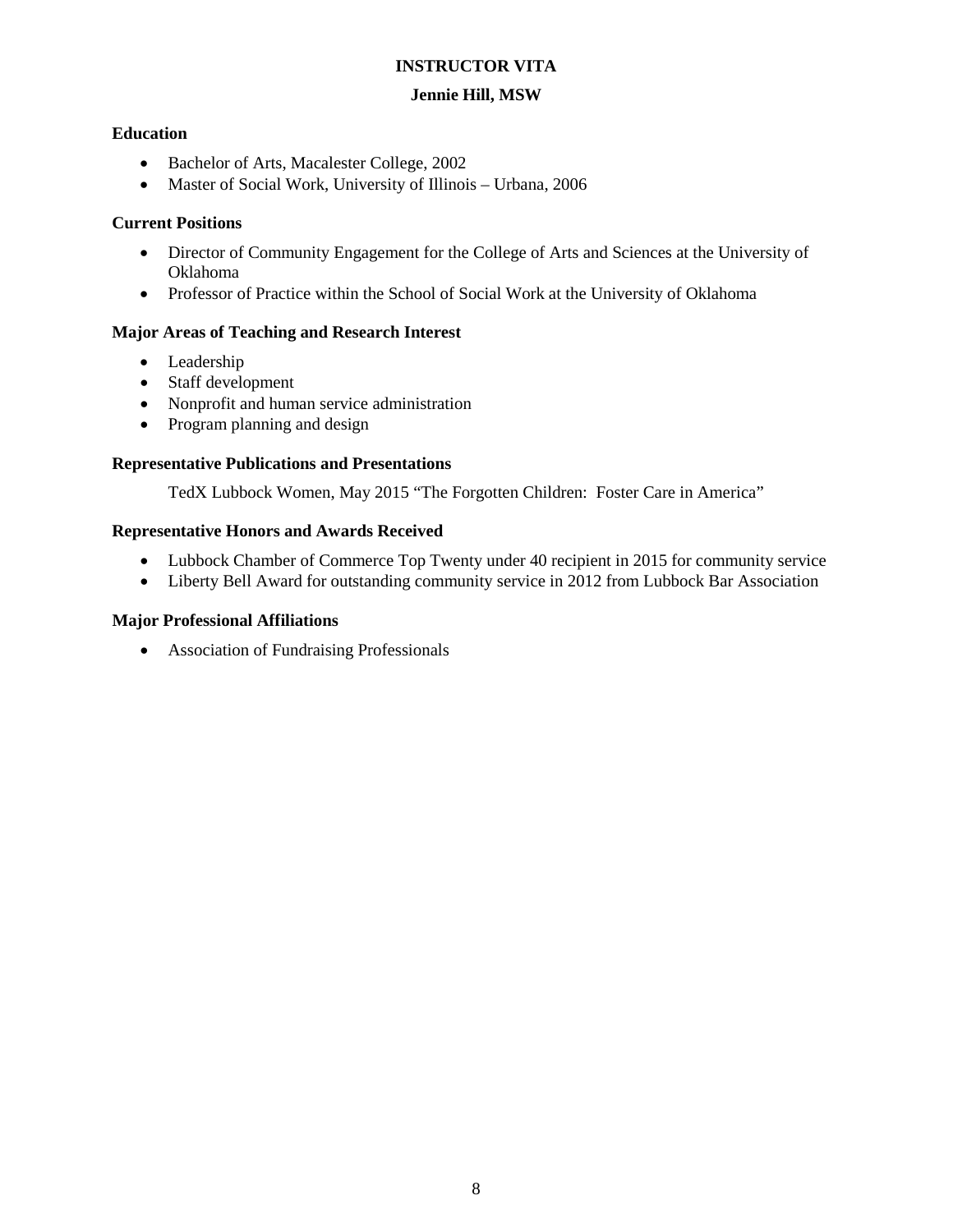# INSTRUCTOR VITA

## Jennie Hill, MSW

### Education

- Bachelor of Arts, Macalester College, 2002
- Master of Social Work, University of Illinois – Urbana, 2006

### Current Positions

- Director of Community Engagement for the College of Arts and Sciences at the University of Oklahoma
- Professor of Practice within the School of Social Work at the University of Oklahoma

### Major Areas of Teaching and Research Interest

- Leadership
- Staff development
- Nonprofit and human service administration
- Program planning and design

### Representative Publications and Presentations

TedX Lubbock Women, May 2015 "The Forgotten Children: Foster Care in America"

### Representative Honors and Awards Received

- Lubbock Chamber of Commerce Top Twenty under 40 recipient in 2015 for community service
- Liberty Bell Award for outstanding community service in 2012 from Lubbock Bar Association

### Major Professional Affiliations

- Association of Fundraising Professionals